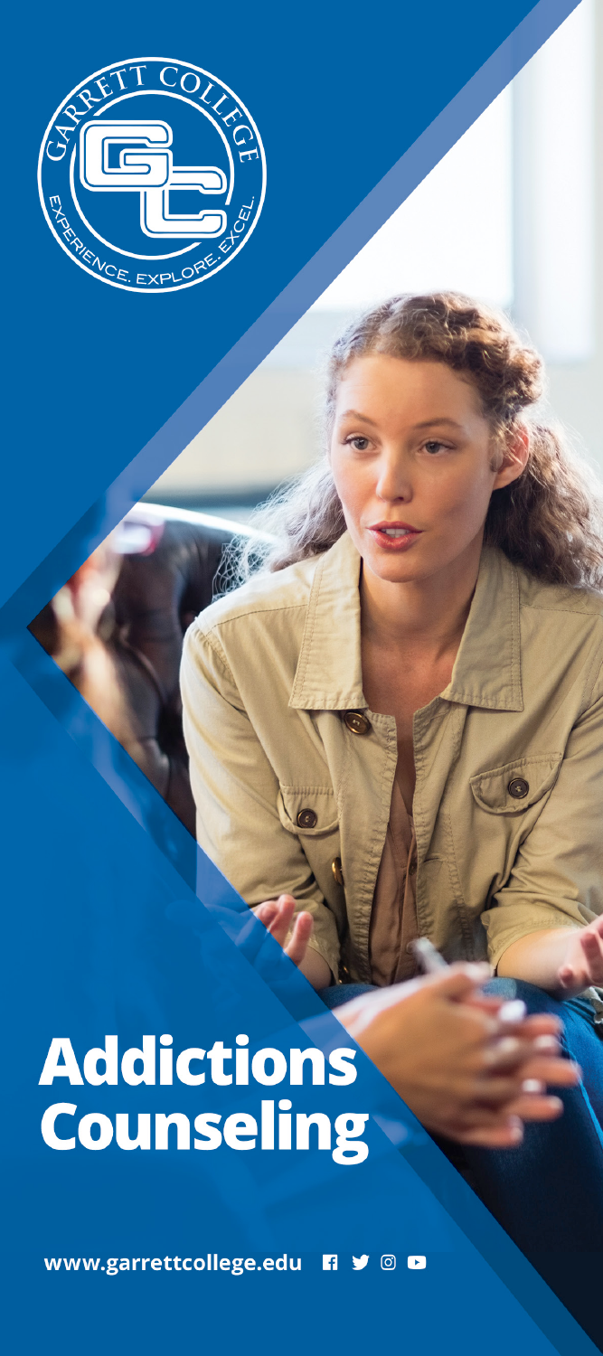GARRETT COLLEGE

EXPERIENCE. EXPLORE. EXCEL.

# Addictions Counseling

www.garrettcollege.edu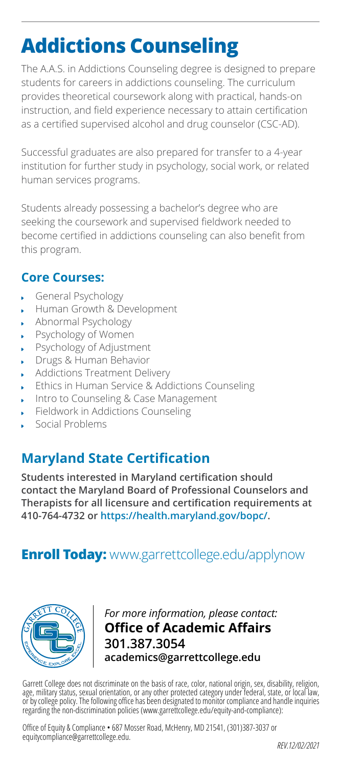# Addictions Counseling

The A.A.S. in Addictions Counseling degree is designed to prepare students for careers in addictions counseling. The curriculum provides theoretical coursework along with practical, hands-on instruction, and field experience necessary to attain certification as a certified supervised alcohol and drug counselor (CSC-AD).

Successful graduates are also prepared for transfer to a 4-year institution for further study in psychology, social work, or related human services programs.

Students already possessing a bachelor's degree who are seeking the coursework and supervised fieldwork needed to become certified in addictions counseling can also benefit from this program.

## Core Courses:

- General Psychology
- Human Growth & Development
- Abnormal Psychology
- Psychology of Women
- Psychology of Adjustment
- Drugs & Human Behavior
- Addictions Treatment Delivery
- Ethics in Human Service & Addictions Counseling
- Intro to Counseling & Case Management
- Fieldwork in Addictions Counseling
- Social Problems

## Maryland State Certification

**Students interested in Maryland certification should contact the Maryland Board of Professional Counselors and Therapists for all licensure and certification requirements at 410-764-4732 or https://health.maryland.gov/bopc/.**

## Enroll Today: www.garrettcollege.edu/applynow

*For more information, please contact:*
**Office of Academic Affairs**
**301.387.3054**
**academics@garrettcollege.edu**

Garrett College does not discriminate on the basis of race, color, national origin, sex, disability, religion, age, military status, sexual orientation, or any other protected category under federal, state, or local law, or by college policy. The following office has been designated to monitor compliance and handle inquiries regarding the non-discrimination policies (www.garrettcollege.edu/equity-and-compliance):

Office of Equity & Compliance • 687 Mosser Road, McHenry, MD 21541, (301)387-3037 or equitycompliance@garrettcollege.edu.

*REV.12/02/2021*